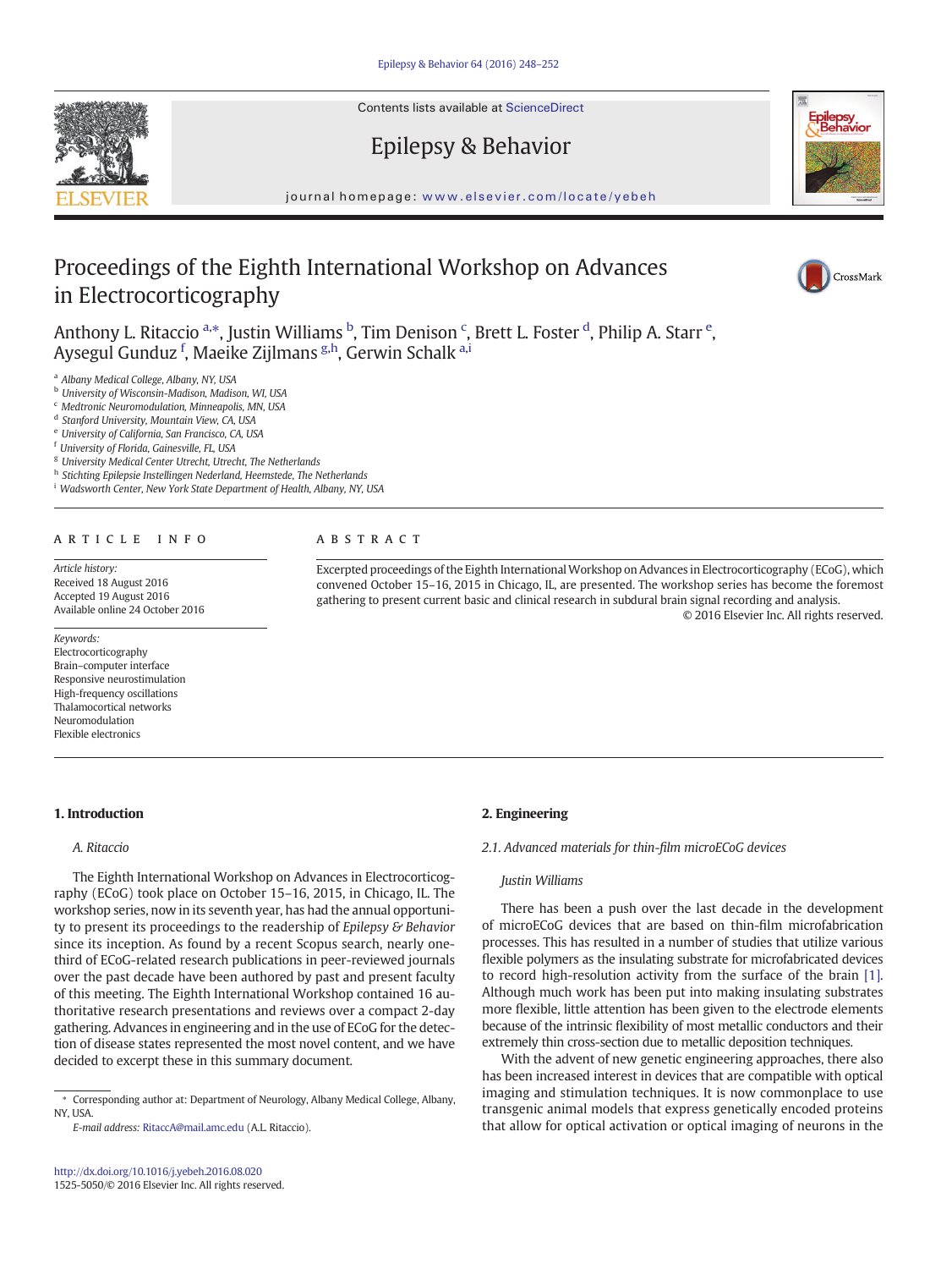# Proceedings of the Eighth International Workshop on Advances in Electrocorticography

Anthony L. Ritaccio [a,*], Justin Williams [b], Tim Denison [c], Brett L. Foster [d], Philip A. Starr [e], Aysegul Gunduz [f], Maeike Zijlmans [g,h], Gerwin Schalk [a,i]

[a] *Albany Medical College, Albany, NY, USA*
[b] *University of Wisconsin-Madison, Madison, WI, USA*
[c] *Medtronic Neuromodulation, Minneapolis, MN, USA*
[d] *Stanford University, Mountain View, CA, USA*
[e] *University of California, San Francisco, CA, USA*
[f] *University of Florida, Gainesville, FL, USA*
[g] *University Medical Center Utrecht, Utrecht, The Netherlands*
[h] *Stichting Epilepsie Instellingen Nederland, Heemstede, The Netherlands*
[i] *Wadsworth Center, New York State Department of Health, Albany, NY, USA*

**ARTICLE INFO**

*Article history:*
Received 18 August 2016
Accepted 19 August 2016
Available online 24 October 2016

*Keywords:*
Electrocorticography
Brain–computer interface
Responsive neurostimulation
High-frequency oscillations
Thalamocortical networks
Neuromodulation
Flexible electronics

**ABSTRACT**

Excerpted proceedings of the Eighth International Workshop on Advances in Electrocorticography (ECoG), which convened October 15–16, 2015 in Chicago, IL, are presented. The workshop series has become the foremost gathering to present current basic and clinical research in subdural brain signal recording and analysis.

© 2016 Elsevier Inc. All rights reserved.

## 1. Introduction

*A. Ritaccio*

The Eighth International Workshop on Advances in Electrocorticography (ECoG) took place on October 15–16, 2015, in Chicago, IL. The workshop series, now in its seventh year, has had the annual opportunity to present its proceedings to the readership of *Epilepsy & Behavior* since its inception. As found by a recent Scopus search, nearly one-third of ECoG-related research publications in peer-reviewed journals over the past decade have been authored by past and present faculty of this meeting. The Eighth International Workshop contained 16 authoritative research presentations and reviews over a compact 2-day gathering. Advances in engineering and in the use of ECoG for the detection of disease states represented the most novel content, and we have decided to excerpt these in this summary document.

## 2. Engineering

### 2.1. Advanced materials for thin-film microECoG devices

*Justin Williams*

There has been a push over the last decade in the development of microECoG devices that are based on thin-film microfabrication processes. This has resulted in a number of studies that utilize various flexible polymers as the insulating substrate for microfabricated devices to record high-resolution activity from the surface of the brain [1]. Although much work has been put into making insulating substrates more flexible, little attention has been given to the electrode elements because of the intrinsic flexibility of most metallic conductors and their extremely thin cross-section due to metallic deposition techniques.

With the advent of new genetic engineering approaches, there also has been increased interest in devices that are compatible with optical imaging and stimulation techniques. It is now commonplace to use transgenic animal models that express genetically encoded proteins that allow for optical activation or optical imaging of neurons in the

* Corresponding author at: Department of Neurology, Albany Medical College, Albany, NY, USA.
*E-mail address:* RitaccA@mail.amc.edu (A.L. Ritaccio).

http://dx.doi.org/10.1016/j.yebeh.2016.08.020
1525-5050/© 2016 Elsevier Inc. All rights reserved.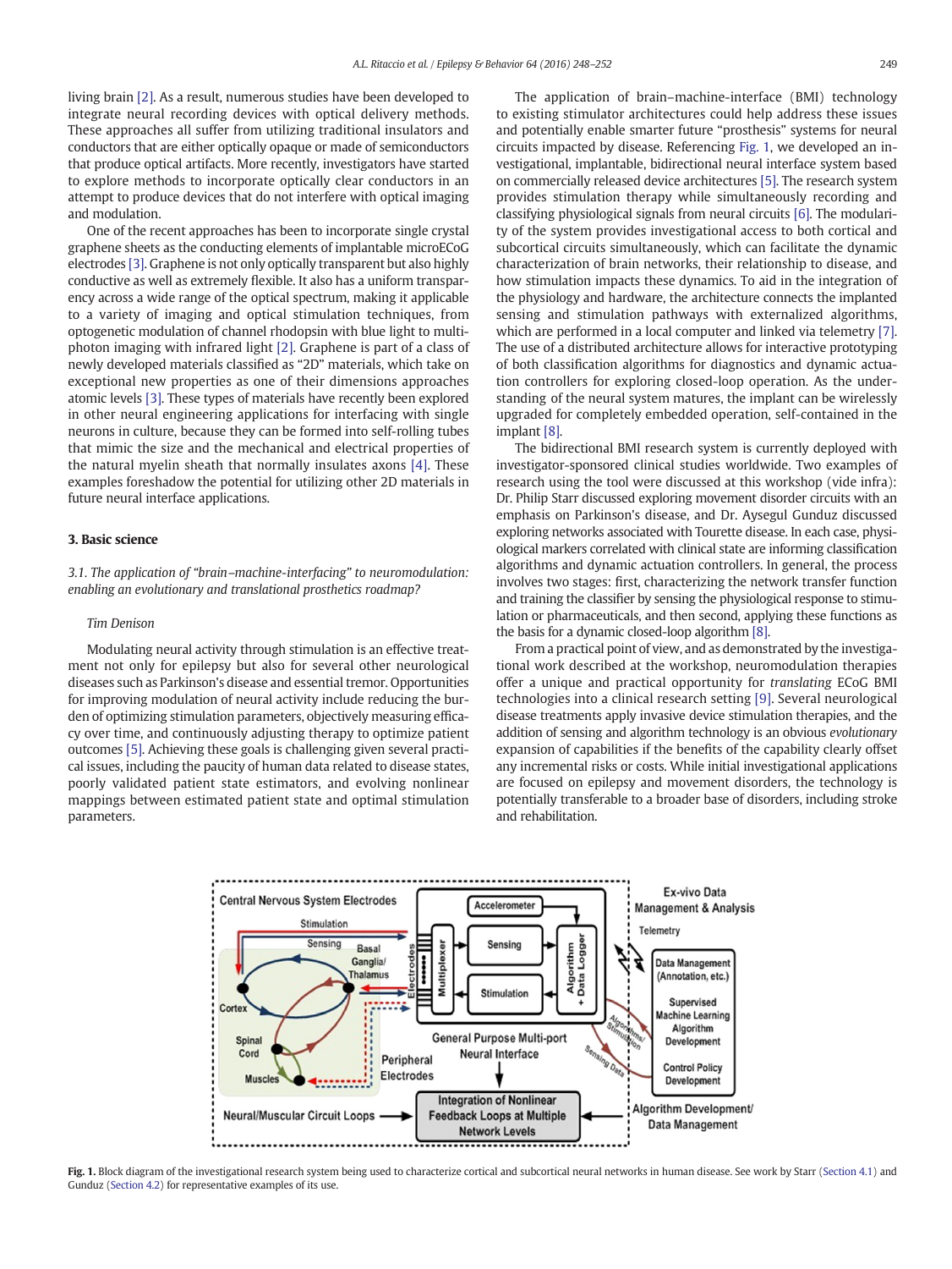living brain [2]. As a result, numerous studies have been developed to integrate neural recording devices with optical delivery methods. These approaches all suffer from utilizing traditional insulators and conductors that are either optically opaque or made of semiconductors that produce optical artifacts. More recently, investigators have started to explore methods to incorporate optically clear conductors in an attempt to produce devices that do not interfere with optical imaging and modulation.

One of the recent approaches has been to incorporate single crystal graphene sheets as the conducting elements of implantable microECoG electrodes [3]. Graphene is not only optically transparent but also highly conductive as well as extremely flexible. It also has a uniform transparency across a wide range of the optical spectrum, making it applicable to a variety of imaging and optical stimulation techniques, from optogenetic modulation of channel rhodopsin with blue light to multiphoton imaging with infrared light [2]. Graphene is part of a class of newly developed materials classified as "2D" materials, which take on exceptional new properties as one of their dimensions approaches atomic levels [3]. These types of materials have recently been explored in other neural engineering applications for interfacing with single neurons in culture, because they can be formed into self-rolling tubes that mimic the size and the mechanical and electrical properties of the natural myelin sheath that normally insulates axons [4]. These examples foreshadow the potential for utilizing other 2D materials in future neural interface applications.

## 3. Basic science

### *3.1. The application of "brain–machine-interfacing" to neuromodulation: enabling an evolutionary and translational prosthetics roadmap?*

*Tim Denison*

Modulating neural activity through stimulation is an effective treatment not only for epilepsy but also for several other neurological diseases such as Parkinson's disease and essential tremor. Opportunities for improving modulation of neural activity include reducing the burden of optimizing stimulation parameters, objectively measuring efficacy over time, and continuously adjusting therapy to optimize patient outcomes [5]. Achieving these goals is challenging given several practical issues, including the paucity of human data related to disease states, poorly validated patient state estimators, and evolving nonlinear mappings between estimated patient state and optimal stimulation parameters.

The application of brain–machine-interface (BMI) technology to existing stimulator architectures could help address these issues and potentially enable smarter future "prosthesis" systems for neural circuits impacted by disease. Referencing Fig. 1, we developed an investigational, implantable, bidirectional neural interface system based on commercially released device architectures [5]. The research system provides stimulation therapy while simultaneously recording and classifying physiological signals from neural circuits [6]. The modularity of the system provides investigational access to both cortical and subcortical circuits simultaneously, which can facilitate the dynamic characterization of brain networks, their relationship to disease, and how stimulation impacts these dynamics. To aid in the integration of the physiology and hardware, the architecture connects the implanted sensing and stimulation pathways with externalized algorithms, which are performed in a local computer and linked via telemetry [7]. The use of a distributed architecture allows for interactive prototyping of both classification algorithms for diagnostics and dynamic actuation controllers for exploring closed-loop operation. As the understanding of the neural system matures, the implant can be wirelessly upgraded for completely embedded operation, self-contained in the implant [8].

The bidirectional BMI research system is currently deployed with investigator-sponsored clinical studies worldwide. Two examples of research using the tool were discussed at this workshop (vide infra): Dr. Philip Starr discussed exploring movement disorder circuits with an emphasis on Parkinson's disease, and Dr. Aysegul Gunduz discussed exploring networks associated with Tourette disease. In each case, physiological markers correlated with clinical state are informing classification algorithms and dynamic actuation controllers. In general, the process involves two stages: first, characterizing the network transfer function and training the classifier by sensing the physiological response to stimulation or pharmaceuticals, and then second, applying these functions as the basis for a dynamic closed-loop algorithm [8].

From a practical point of view, and as demonstrated by the investigational work described at the workshop, neuromodulation therapies offer a unique and practical opportunity for *translating* ECoG BMI technologies into a clinical research setting [9]. Several neurological disease treatments apply invasive device stimulation therapies, and the addition of sensing and algorithm technology is an obvious *evolutionary* expansion of capabilities if the benefits of the capability clearly offset any incremental risks or costs. While initial investigational applications are focused on epilepsy and movement disorders, the technology is potentially transferable to a broader base of disorders, including stroke and rehabilitation.

**Fig. 1.** Block diagram of the investigational research system being used to characterize cortical and subcortical neural networks in human disease. See work by Starr (Section 4.1) and Gunduz (Section 4.2) for representative examples of its use.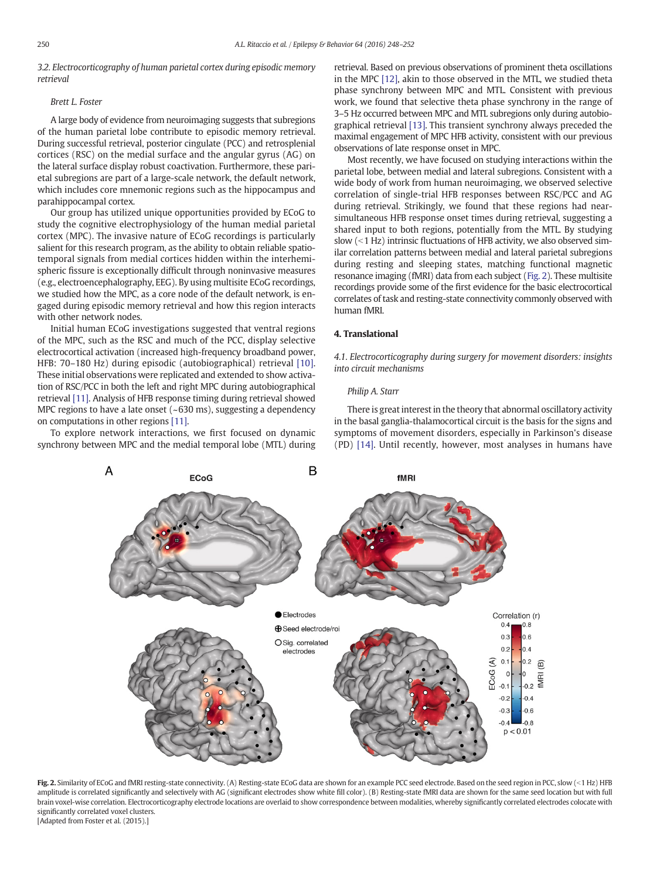*3.2. Electrocorticography of human parietal cortex during episodic memory retrieval*

*Brett L. Foster*

A large body of evidence from neuroimaging suggests that subregions of the human parietal lobe contribute to episodic memory retrieval. During successful retrieval, posterior cingulate (PCC) and retrosplenial cortices (RSC) on the medial surface and the angular gyrus (AG) on the lateral surface display robust coactivation. Furthermore, these parietal subregions are part of a large-scale network, the default network, which includes core mnemonic regions such as the hippocampus and parahippocampal cortex.

Our group has utilized unique opportunities provided by ECoG to study the cognitive electrophysiology of the human medial parietal cortex (MPC). The invasive nature of ECoG recordings is particularly salient for this research program, as the ability to obtain reliable spatiotemporal signals from medial cortices hidden within the interhemispheric fissure is exceptionally difficult through noninvasive measures (e.g., electroencephalography, EEG). By using multisite ECoG recordings, we studied how the MPC, as a core node of the default network, is engaged during episodic memory retrieval and how this region interacts with other network nodes.

Initial human ECoG investigations suggested that ventral regions of the MPC, such as the RSC and much of the PCC, display selective electrocortical activation (increased high-frequency broadband power, HFB: 70–180 Hz) during episodic (autobiographical) retrieval [10]. These initial observations were replicated and extended to show activation of RSC/PCC in both the left and right MPC during autobiographical retrieval [11]. Analysis of HFB response timing during retrieval showed MPC regions to have a late onset (~630 ms), suggesting a dependency on computations in other regions [11].

To explore network interactions, we first focused on dynamic synchrony between MPC and the medial temporal lobe (MTL) during retrieval. Based on previous observations of prominent theta oscillations in the MPC [12], akin to those observed in the MTL, we studied theta phase synchrony between MPC and MTL. Consistent with previous work, we found that selective theta phase synchrony in the range of 3–5 Hz occurred between MPC and MTL subregions only during autobiographical retrieval [13]. This transient synchrony always preceded the maximal engagement of MPC HFB activity, consistent with our previous observations of late response onset in MPC.

Most recently, we have focused on studying interactions within the parietal lobe, between medial and lateral subregions. Consistent with a wide body of work from human neuroimaging, we observed selective correlation of single-trial HFB responses between RSC/PCC and AG during retrieval. Strikingly, we found that these regions had near-simultaneous HFB response onset times during retrieval, suggesting a shared input to both regions, potentially from the MTL. By studying slow (<1 Hz) intrinsic fluctuations of HFB activity, we also observed similar correlation patterns between medial and lateral parietal subregions during resting and sleeping states, matching functional magnetic resonance imaging (fMRI) data from each subject (Fig. 2). These multisite recordings provide some of the first evidence for the basic electrocortical correlates of task and resting-state connectivity commonly observed with human fMRI.

## 4. Translational

*4.1. Electrocorticography during surgery for movement disorders: insights into circuit mechanisms*

*Philip A. Starr*

There is great interest in the theory that abnormal oscillatory activity in the basal ganglia-thalamocortical circuit is the basis for the signs and symptoms of movement disorders, especially in Parkinson's disease (PD) [14]. Until recently, however, most analyses in humans have

**Fig. 2.** Similarity of ECoG and fMRI resting-state connectivity. (A) Resting-state ECoG data are shown for an example PCC seed electrode. Based on the seed region in PCC, slow (<1 Hz) HFB amplitude is correlated significantly and selectively with AG (significant electrodes show white fill color). (B) Resting-state fMRI data are shown for the same seed location but with full brain voxel-wise correlation. Electrocorticography electrode locations are overlaid to show correspondence between modalities, whereby significantly correlated electrodes colocate with significantly correlated voxel clusters.
[Adapted from Foster et al. (2015).]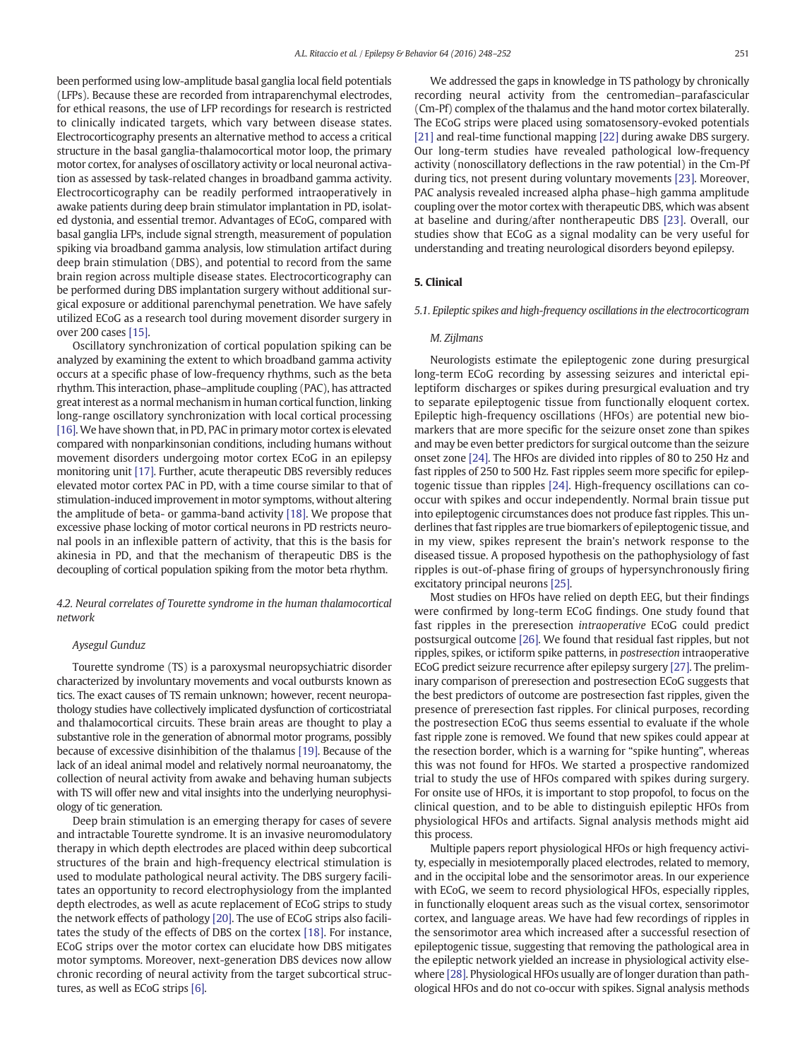been performed using low-amplitude basal ganglia local field potentials (LFPs). Because these are recorded from intraparenchymal electrodes, for ethical reasons, the use of LFP recordings for research is restricted to clinically indicated targets, which vary between disease states. Electrocorticography presents an alternative method to access a critical structure in the basal ganglia-thalamocortical motor loop, the primary motor cortex, for analyses of oscillatory activity or local neuronal activation as assessed by task-related changes in broadband gamma activity. Electrocorticography can be readily performed intraoperatively in awake patients during deep brain stimulator implantation in PD, isolated dystonia, and essential tremor. Advantages of ECoG, compared with basal ganglia LFPs, include signal strength, measurement of population spiking via broadband gamma analysis, low stimulation artifact during deep brain stimulation (DBS), and potential to record from the same brain region across multiple disease states. Electrocorticography can be performed during DBS implantation surgery without additional surgical exposure or additional parenchymal penetration. We have safely utilized ECoG as a research tool during movement disorder surgery in over 200 cases [15].

Oscillatory synchronization of cortical population spiking can be analyzed by examining the extent to which broadband gamma activity occurs at a specific phase of low-frequency rhythms, such as the beta rhythm. This interaction, phase–amplitude coupling (PAC), has attracted great interest as a normal mechanism in human cortical function, linking long-range oscillatory synchronization with local cortical processing [16]. We have shown that, in PD, PAC in primary motor cortex is elevated compared with nonparkinsonian conditions, including humans without movement disorders undergoing motor cortex ECoG in an epilepsy monitoring unit [17]. Further, acute therapeutic DBS reversibly reduces elevated motor cortex PAC in PD, with a time course similar to that of stimulation-induced improvement in motor symptoms, without altering the amplitude of beta- or gamma-band activity [18]. We propose that excessive phase locking of motor cortical neurons in PD restricts neuronal pools in an inflexible pattern of activity, that this is the basis for akinesia in PD, and that the mechanism of therapeutic DBS is the decoupling of cortical population spiking from the motor beta rhythm.

### 4.2. Neural correlates of Tourette syndrome in the human thalamocortical network

*Aysegul Gunduz*

Tourette syndrome (TS) is a paroxysmal neuropsychiatric disorder characterized by involuntary movements and vocal outbursts known as tics. The exact causes of TS remain unknown; however, recent neuropathology studies have collectively implicated dysfunction of corticostriatal and thalamocortical circuits. These brain areas are thought to play a substantive role in the generation of abnormal motor programs, possibly because of excessive disinhibition of the thalamus [19]. Because of the lack of an ideal animal model and relatively normal neuroanatomy, the collection of neural activity from awake and behaving human subjects with TS will offer new and vital insights into the underlying neurophysiology of tic generation.

Deep brain stimulation is an emerging therapy for cases of severe and intractable Tourette syndrome. It is an invasive neuromodulatory therapy in which depth electrodes are placed within deep subcortical structures of the brain and high-frequency electrical stimulation is used to modulate pathological neural activity. The DBS surgery facilitates an opportunity to record electrophysiology from the implanted depth electrodes, as well as acute replacement of ECoG strips to study the network effects of pathology [20]. The use of ECoG strips also facilitates the study of the effects of DBS on the cortex [18]. For instance, ECoG strips over the motor cortex can elucidate how DBS mitigates motor symptoms. Moreover, next-generation DBS devices now allow chronic recording of neural activity from the target subcortical structures, as well as ECoG strips [6].

We addressed the gaps in knowledge in TS pathology by chronically recording neural activity from the centromedian–parafascicular (Cm-Pf) complex of the thalamus and the hand motor cortex bilaterally. The ECoG strips were placed using somatosensory-evoked potentials [21] and real-time functional mapping [22] during awake DBS surgery. Our long-term studies have revealed pathological low-frequency activity (nonoscillatory deflections in the raw potential) in the Cm-Pf during tics, not present during voluntary movements [23]. Moreover, PAC analysis revealed increased alpha phase–high gamma amplitude coupling over the motor cortex with therapeutic DBS, which was absent at baseline and during/after nontherapeutic DBS [23]. Overall, our studies show that ECoG as a signal modality can be very useful for understanding and treating neurological disorders beyond epilepsy.

## 5. Clinical

### 5.1. Epileptic spikes and high-frequency oscillations in the electrocorticogram

*M. Zijlmans*

Neurologists estimate the epileptogenic zone during presurgical long-term ECoG recording by assessing seizures and interictal epileptiform discharges or spikes during presurgical evaluation and try to separate epileptogenic tissue from functionally eloquent cortex. Epileptic high-frequency oscillations (HFOs) are potential new biomarkers that are more specific for the seizure onset zone than spikes and may be even better predictors for surgical outcome than the seizure onset zone [24]. The HFOs are divided into ripples of 80 to 250 Hz and fast ripples of 250 to 500 Hz. Fast ripples seem more specific for epileptogenic tissue than ripples [24]. High-frequency oscillations can co-occur with spikes and occur independently. Normal brain tissue put into epileptogenic circumstances does not produce fast ripples. This underlines that fast ripples are true biomarkers of epileptogenic tissue, and in my view, spikes represent the brain's network response to the diseased tissue. A proposed hypothesis on the pathophysiology of fast ripples is out-of-phase firing of groups of hypersynchronously firing excitatory principal neurons [25].

Most studies on HFOs have relied on depth EEG, but their findings were confirmed by long-term ECoG findings. One study found that fast ripples in the preresection *intraoperative* ECoG could predict postsurgical outcome [26]. We found that residual fast ripples, but not ripples, spikes, or ictiform spike patterns, in *postresection* intraoperative ECoG predict seizure recurrence after epilepsy surgery [27]. The preliminary comparison of preresection and postresection ECoG suggests that the best predictors of outcome are postresection fast ripples, given the presence of preresection fast ripples. For clinical purposes, recording the postresection ECoG thus seems essential to evaluate if the whole fast ripple zone is removed. We found that new spikes could appear at the resection border, which is a warning for "spike hunting", whereas this was not found for HFOs. We started a prospective randomized trial to study the use of HFOs compared with spikes during surgery. For onsite use of HFOs, it is important to stop propofol, to focus on the clinical question, and to be able to distinguish epileptic HFOs from physiological HFOs and artifacts. Signal analysis methods might aid this process.

Multiple papers report physiological HFOs or high frequency activity, especially in mesiotemporally placed electrodes, related to memory, and in the occipital lobe and the sensorimotor areas. In our experience with ECoG, we seem to record physiological HFOs, especially ripples, in functionally eloquent areas such as the visual cortex, sensorimotor cortex, and language areas. We have had few recordings of ripples in the sensorimotor area which increased after a successful resection of epileptogenic tissue, suggesting that removing the pathological area in the epileptic network yielded an increase in physiological activity elsewhere [28]. Physiological HFOs usually are of longer duration than pathological HFOs and do not co-occur with spikes. Signal analysis methods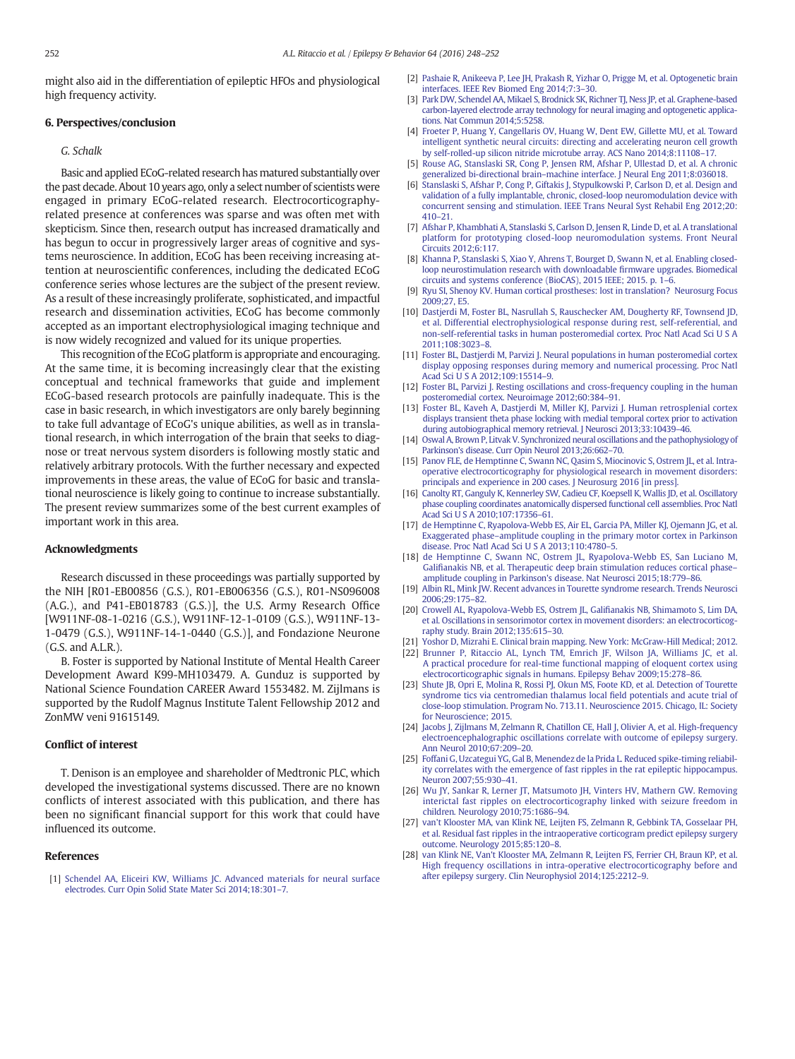might also aid in the differentiation of epileptic HFOs and physiological high frequency activity.

## 6. Perspectives/conclusion

*G. Schalk*

Basic and applied ECoG-related research has matured substantially over the past decade. About 10 years ago, only a select number of scientists were engaged in primary ECoG-related research. Electrocorticography-related presence at conferences was sparse and was often met with skepticism. Since then, research output has increased dramatically and has begun to occur in progressively larger areas of cognitive and systems neuroscience. In addition, ECoG has been receiving increasing attention at neuroscientific conferences, including the dedicated ECoG conference series whose lectures are the subject of the present review. As a result of these increasingly proliferate, sophisticated, and impactful research and dissemination activities, ECoG has become commonly accepted as an important electrophysiological imaging technique and is now widely recognized and valued for its unique properties.

This recognition of the ECoG platform is appropriate and encouraging. At the same time, it is becoming increasingly clear that the existing conceptual and technical frameworks that guide and implement ECoG-based research protocols are painfully inadequate. This is the case in basic research, in which investigators are only barely beginning to take full advantage of ECoG's unique abilities, as well as in translational research, in which interrogation of the brain that seeks to diagnose or treat nervous system disorders is following mostly static and relatively arbitrary protocols. With the further necessary and expected improvements in these areas, the value of ECoG for basic and translational neuroscience is likely going to continue to increase substantially. The present review summarizes some of the best current examples of important work in this area.

## Acknowledgments

Research discussed in these proceedings was partially supported by the NIH [R01-EB00856 (G.S.), R01-EB006356 (G.S.), R01-NS096008 (A.G.), and P41-EB018783 (G.S.)], the U.S. Army Research Office [W911NF-08-1-0216 (G.S.), W911NF-12-1-0109 (G.S.), W911NF-13-1-0479 (G.S.), W911NF-14-1-0440 (G.S.)], and Fondazione Neurone (G.S. and A.L.R.).

B. Foster is supported by National Institute of Mental Health Career Development Award K99-MH103479. A. Gunduz is supported by National Science Foundation CAREER Award 1553482. M. Zijlmans is supported by the Rudolf Magnus Institute Talent Fellowship 2012 and ZonMW veni 91615149.

## Conflict of interest

T. Denison is an employee and shareholder of Medtronic PLC, which developed the investigational systems discussed. There are no known conflicts of interest associated with this publication, and there has been no significant financial support for this work that could have influenced its outcome.

## References

[1] Schendel AA, Eliceiri KW, Williams JC. Advanced materials for neural surface electrodes. Curr Opin Solid State Mater Sci 2014;18:301–7.

[2] Pashaie R, Anikeeva P, Lee JH, Prakash R, Yizhar O, Prigge M, et al. Optogenetic brain interfaces. IEEE Rev Biomed Eng 2014;7:3–30.

[3] Park DW, Schendel AA, Mikael S, Brodnick SK, Richner TJ, Ness JP, et al. Graphene-based carbon-layered electrode array technology for neural imaging and optogenetic applications. Nat Commun 2014;5:5258.

[4] Froeter P, Huang Y, Cangellaris OV, Huang W, Dent EW, Gillette MU, et al. Toward intelligent synthetic neural circuits: directing and accelerating neuron cell growth by self-rolled-up silicon nitride microtube array. ACS Nano 2014;8:11108–17.

[5] Rouse AG, Stanslaski SR, Cong P, Jensen RM, Afshar P, Ullestad D, et al. A chronic generalized bi-directional brain–machine interface. J Neural Eng 2011;8:036018.

[6] Stanslaski S, Afshar P, Cong P, Giftakis J, Stypulkowski P, Carlson D, et al. Design and validation of a fully implantable, chronic, closed-loop neuromodulation device with concurrent sensing and stimulation. IEEE Trans Neural Syst Rehabil Eng 2012;20:410–21.

[7] Afshar P, Khambhati A, Stanslaski S, Carlson D, Jensen R, Linde D, et al. A translational platform for prototyping closed-loop neuromodulation systems. Front Neural Circuits 2012;6:117.

[8] Khanna P, Stanslaski S, Xiao Y, Ahrens T, Bourget D, Swann N, et al. Enabling closed-loop neurostimulation research with downloadable firmware upgrades. Biomedical circuits and systems conference (BioCAS), 2015 IEEE; 2015. p. 1–6.

[9] Ryu SI, Shenoy KV. Human cortical prostheses: lost in translation? Neurosurg Focus 2009;27, E5.

[10] Dastjerdi M, Foster BL, Nasrullah S, Rauschecker AM, Dougherty RF, Townsend JD, et al. Differential electrophysiological response during rest, self-referential, and non-self-referential tasks in human posteromedial cortex. Proc Natl Acad Sci U S A 2011;108:3023–8.

[11] Foster BL, Dastjerdi M, Parvizi J. Neural populations in human posteromedial cortex display opposing responses during memory and numerical processing. Proc Natl Acad Sci U S A 2012;109:15514–9.

[12] Foster BL, Parvizi J. Resting oscillations and cross-frequency coupling in the human posteromedial cortex. Neuroimage 2012;60:384–91.

[13] Foster BL, Kaveh A, Dastjerdi M, Miller KJ, Parvizi J. Human retrosplenial cortex displays transient theta phase locking with medial temporal cortex prior to activation during autobiographical memory retrieval. J Neurosci 2013;33:10439–46.

[14] Oswal A, Brown P, Litvak V. Synchronized neural oscillations and the pathophysiology of Parkinson's disease. Curr Opin Neurol 2013;26:662–70.

[15] Panov FLE, de Hemptinne C, Swann NC, Qasim S, Miocinovic S, Ostrem JL, et al. Intra-operative electrocorticography for physiological research in movement disorders: principals and experience in 200 cases. J Neurosurg 2016 [in press].

[16] Canolty RT, Ganguly K, Kennerley SW, Cadieu CF, Koepsell K, Wallis JD, et al. Oscillatory phase coupling coordinates anatomically dispersed functional cell assemblies. Proc Natl Acad Sci U S A 2010;107:17356–61.

[17] de Hemptinne C, Ryapolova-Webb ES, Air EL, Garcia PA, Miller KJ, Ojemann JG, et al. Exaggerated phase–amplitude coupling in the primary motor cortex in Parkinson disease. Proc Natl Acad Sci U S A 2013;110:4780–5.

[18] de Hemptinne C, Swann NC, Ostrem JL, Ryapolova-Webb ES, San Luciano M, Galifianakis NB, et al. Therapeutic deep brain stimulation reduces cortical phase–amplitude coupling in Parkinson's disease. Nat Neurosci 2015;18:779–86.

[19] Albin RL, Mink JW. Recent advances in Tourette syndrome research. Trends Neurosci 2006;29:175–82.

[20] Crowell AL, Ryapolova-Webb ES, Ostrem JL, Galifianakis NB, Shimamoto S, Lim DA, et al. Oscillations in sensorimotor cortex in movement disorders: an electrocorticography study. Brain 2012;135:615–30.

[21] Yoshor D, Mizrahi E. Clinical brain mapping. New York: McGraw-Hill Medical; 2012.

[22] Brunner P, Ritaccio AL, Lynch TM, Emrich JF, Wilson JA, Williams JC, et al. A practical procedure for real-time functional mapping of eloquent cortex using electrocorticographic signals in humans. Epilepsy Behav 2009;15:278–86.

[23] Shute JB, Opri E, Molina R, Rossi PJ, Okun MS, Foote KD, et al. Detection of Tourette syndrome tics via centromedian thalamus local field potentials and acute trial of close-loop stimulation. Program No. 713.11. Neuroscience 2015. Chicago, IL: Society for Neuroscience; 2015.

[24] Jacobs J, Zijlmans M, Zelmann R, Chatillon CE, Hall J, Olivier A, et al. High-frequency electroencephalographic oscillations correlate with outcome of epilepsy surgery. Ann Neurol 2010;67:209–20.

[25] Foffani G, Uzcategui YG, Gal B, Menendez de la Prida L. Reduced spike-timing reliability correlates with the emergence of fast ripples in the rat epileptic hippocampus. Neuron 2007;55:930–41.

[26] Wu JY, Sankar R, Lerner JT, Matsumoto JH, Vinters HV, Mathern GW. Removing interictal fast ripples on electrocorticography linked with seizure freedom in children. Neurology 2010;75:1686–94.

[27] van't Klooster MA, van Klink NE, Leijten FS, Zelmann R, Gebbink TA, Gosselaar PH, et al. Residual fast ripples in the intraoperative corticogram predict epilepsy surgery outcome. Neurology 2015;85:120–8.

[28] van Klink NE, Van't Klooster MA, Zelmann R, Leijten FS, Ferrier CH, Braun KP, et al. High frequency oscillations in intra-operative electrocorticography before and after epilepsy surgery. Clin Neurophysiol 2014;125:2212–9.